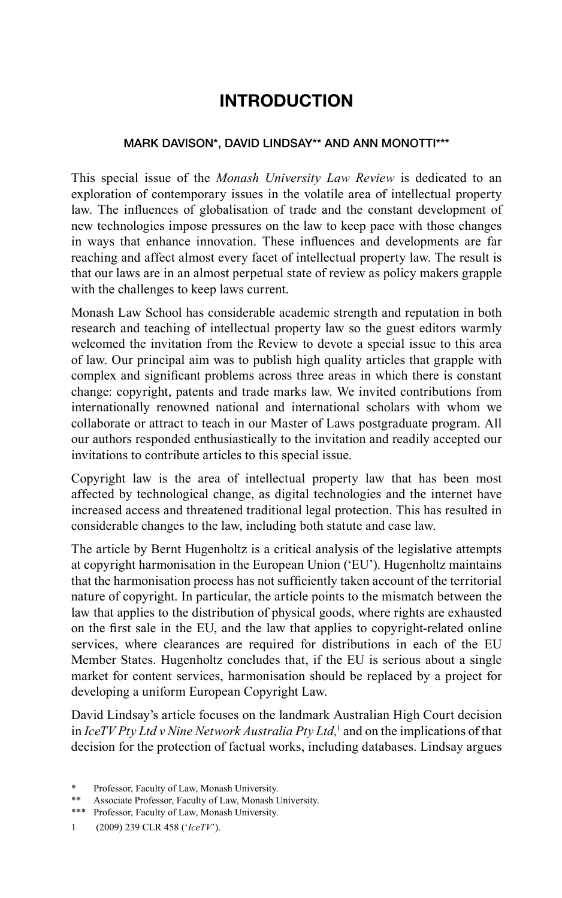# INTRODUCTION

MARK DAVISON*, DAVID LINDSAY** AND ANN MONOTTI***

This special issue of the *Monash University Law Review* is dedicated to an exploration of contemporary issues in the volatile area of intellectual property law. The influences of globalisation of trade and the constant development of new technologies impose pressures on the law to keep pace with those changes in ways that enhance innovation. These influences and developments are far reaching and affect almost every facet of intellectual property law. The result is that our laws are in an almost perpetual state of review as policy makers grapple with the challenges to keep laws current.

Monash Law School has considerable academic strength and reputation in both research and teaching of intellectual property law so the guest editors warmly welcomed the invitation from the Review to devote a special issue to this area of law. Our principal aim was to publish high quality articles that grapple with complex and significant problems across three areas in which there is constant change: copyright, patents and trade marks law. We invited contributions from internationally renowned national and international scholars with whom we collaborate or attract to teach in our Master of Laws postgraduate program. All our authors responded enthusiastically to the invitation and readily accepted our invitations to contribute articles to this special issue.

Copyright law is the area of intellectual property law that has been most affected by technological change, as digital technologies and the internet have increased access and threatened traditional legal protection. This has resulted in considerable changes to the law, including both statute and case law.

The article by Bernt Hugenholtz is a critical analysis of the legislative attempts at copyright harmonisation in the European Union ('EU'). Hugenholtz maintains that the harmonisation process has not sufficiently taken account of the territorial nature of copyright. In particular, the article points to the mismatch between the law that applies to the distribution of physical goods, where rights are exhausted on the first sale in the EU, and the law that applies to copyright-related online services, where clearances are required for distributions in each of the EU Member States. Hugenholtz concludes that, if the EU is serious about a single market for content services, harmonisation should be replaced by a project for developing a uniform European Copyright Law.

David Lindsay's article focuses on the landmark Australian High Court decision in *IceTV Pty Ltd v Nine Network Australia Pty Ltd,*[1] and on the implications of that decision for the protection of factual works, including databases. Lindsay argues

\* Professor, Faculty of Law, Monash University.

\*\* Associate Professor, Faculty of Law, Monash University.

\*\*\* Professor, Faculty of Law, Monash University.

1 (2009) 239 CLR 458 ('*IceTV*').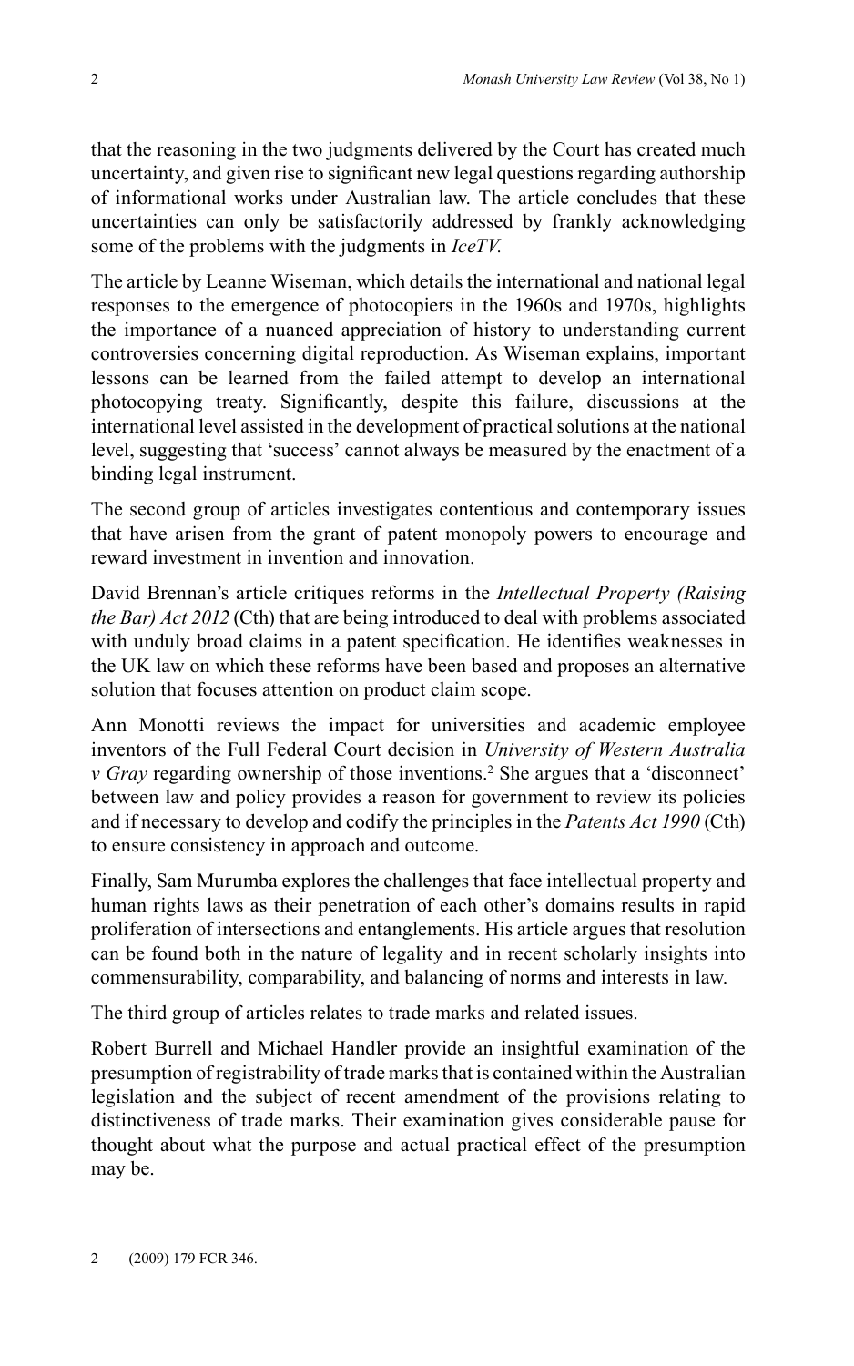that the reasoning in the two judgments delivered by the Court has created much uncertainty, and given rise to significant new legal questions regarding authorship of informational works under Australian law. The article concludes that these uncertainties can only be satisfactorily addressed by frankly acknowledging some of the problems with the judgments in *IceTV*.

The article by Leanne Wiseman, which details the international and national legal responses to the emergence of photocopiers in the 1960s and 1970s, highlights the importance of a nuanced appreciation of history to understanding current controversies concerning digital reproduction. As Wiseman explains, important lessons can be learned from the failed attempt to develop an international photocopying treaty. Significantly, despite this failure, discussions at the international level assisted in the development of practical solutions at the national level, suggesting that 'success' cannot always be measured by the enactment of a binding legal instrument.

The second group of articles investigates contentious and contemporary issues that have arisen from the grant of patent monopoly powers to encourage and reward investment in invention and innovation.

David Brennan's article critiques reforms in the *Intellectual Property (Raising the Bar) Act 2012* (Cth) that are being introduced to deal with problems associated with unduly broad claims in a patent specification. He identifies weaknesses in the UK law on which these reforms have been based and proposes an alternative solution that focuses attention on product claim scope.

Ann Monotti reviews the impact for universities and academic employee inventors of the Full Federal Court decision in *University of Western Australia v Gray* regarding ownership of those inventions.[2] She argues that a 'disconnect' between law and policy provides a reason for government to review its policies and if necessary to develop and codify the principles in the *Patents Act 1990* (Cth) to ensure consistency in approach and outcome.

Finally, Sam Murumba explores the challenges that face intellectual property and human rights laws as their penetration of each other's domains results in rapid proliferation of intersections and entanglements. His article argues that resolution can be found both in the nature of legality and in recent scholarly insights into commensurability, comparability, and balancing of norms and interests in law.

The third group of articles relates to trade marks and related issues.

Robert Burrell and Michael Handler provide an insightful examination of the presumption of registrability of trade marks that is contained within the Australian legislation and the subject of recent amendment of the provisions relating to distinctiveness of trade marks. Their examination gives considerable pause for thought about what the purpose and actual practical effect of the presumption may be.

2 (2009) 179 FCR 346.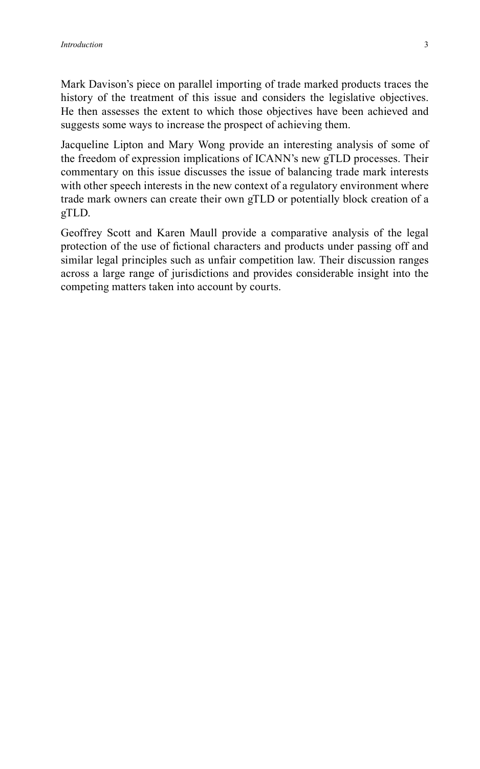Mark Davison's piece on parallel importing of trade marked products traces the history of the treatment of this issue and considers the legislative objectives. He then assesses the extent to which those objectives have been achieved and suggests some ways to increase the prospect of achieving them.

Jacqueline Lipton and Mary Wong provide an interesting analysis of some of the freedom of expression implications of ICANN's new gTLD processes. Their commentary on this issue discusses the issue of balancing trade mark interests with other speech interests in the new context of a regulatory environment where trade mark owners can create their own gTLD or potentially block creation of a gTLD.

Geoffrey Scott and Karen Maull provide a comparative analysis of the legal protection of the use of fictional characters and products under passing off and similar legal principles such as unfair competition law. Their discussion ranges across a large range of jurisdictions and provides considerable insight into the competing matters taken into account by courts.